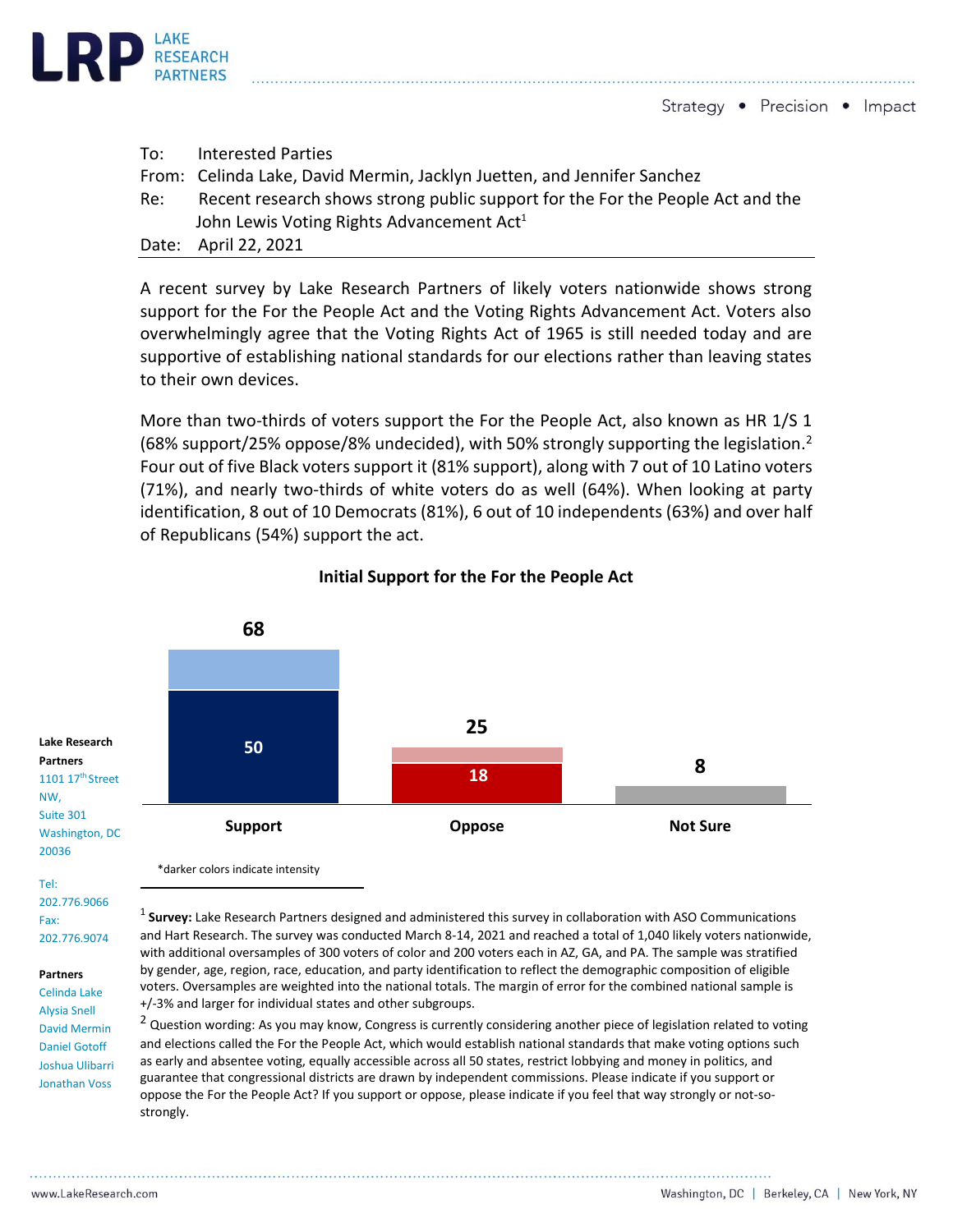To: Interested Parties
From: Celinda Lake, David Mermin, Jacklyn Juetten, and Jennifer Sanchez
Re: Recent research shows strong public support for the For the People Act and the John Lewis Voting Rights Advancement Act[1]
Date: April 22, 2021

A recent survey by Lake Research Partners of likely voters nationwide shows strong support for the For the People Act and the Voting Rights Advancement Act. Voters also overwhelmingly agree that the Voting Rights Act of 1965 is still needed today and are supportive of establishing national standards for our elections rather than leaving states to their own devices.

More than two-thirds of voters support the For the People Act, also known as HR 1/S 1 (68% support/25% oppose/8% undecided), with 50% strongly supporting the legislation.[2] Four out of five Black voters support it (81% support), along with 7 out of 10 Latino voters (71%), and nearly two-thirds of white voters do as well (64%). When looking at party identification, 8 out of 10 Democrats (81%), 6 out of 10 independents (63%) and over half of Republicans (54%) support the act.

**Initial Support for the For the People Act**

| | Support | Oppose | Not Sure |
|---|---|---|---|
| Total | 68 | 25 | 8 |
| Strongly (intensity) | 50 | 18 | |

*darker colors indicate intensity

Lake Research Partners
1101 17th Street NW,
Suite 301
Washington, DC 20036

Tel: 202.776.9066
Fax: 202.776.9074

Partners
Celinda Lake
Alysia Snell
David Mermin
Daniel Gotoff
Joshua Ulibarri
Jonathan Voss

[1] **Survey:** Lake Research Partners designed and administered this survey in collaboration with ASO Communications and Hart Research. The survey was conducted March 8-14, 2021 and reached a total of 1,040 likely voters nationwide, with additional oversamples of 300 voters of color and 200 voters each in AZ, GA, and PA. The sample was stratified by gender, age, region, race, education, and party identification to reflect the demographic composition of eligible voters. Oversamples are weighted into the national totals. The margin of error for the combined national sample is +/-3% and larger for individual states and other subgroups.

[2] Question wording: As you may know, Congress is currently considering another piece of legislation related to voting and elections called the For the People Act, which would establish national standards that make voting options such as early and absentee voting, equally accessible across all 50 states, restrict lobbying and money in politics, and guarantee that congressional districts are drawn by independent commissions. Please indicate if you support or oppose the For the People Act? If you support or oppose, please indicate if you feel that way strongly or not-so-strongly.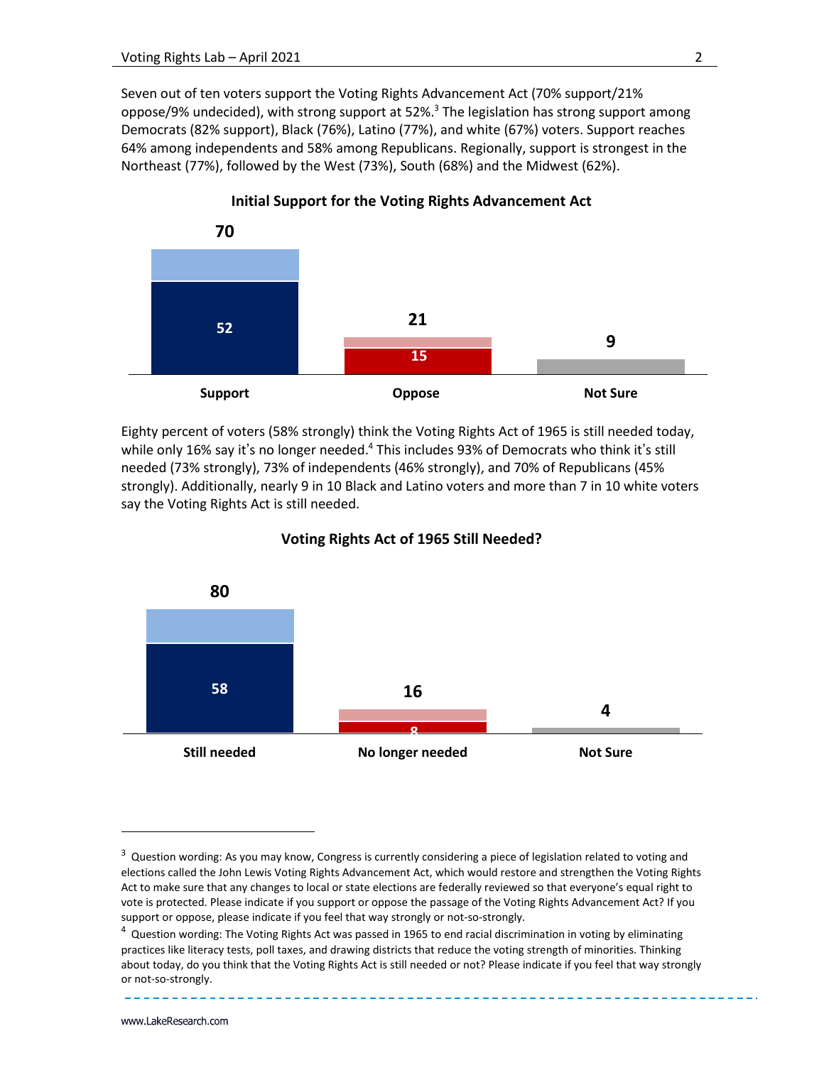Seven out of ten voters support the Voting Rights Advancement Act (70% support/21% oppose/9% undecided), with strong support at 52%.[3] The legislation has strong support among Democrats (82% support), Black (76%), Latino (77%), and white (67%) voters. Support reaches 64% among independents and 58% among Republicans. Regionally, support is strongest in the Northeast (77%), followed by the West (73%), South (68%) and the Midwest (62%).

**Initial Support for the Voting Rights Advancement Act**

| | Support | Oppose | Not Sure |
|---|---|---|---|
| Total | 70 | 21 | 9 |
| Strongly | 52 | 15 | |

Eighty percent of voters (58% strongly) think the Voting Rights Act of 1965 is still needed today, while only 16% say it's no longer needed.[4] This includes 93% of Democrats who think it's still needed (73% strongly), 73% of independents (46% strongly), and 70% of Republicans (45% strongly). Additionally, nearly 9 in 10 Black and Latino voters and more than 7 in 10 white voters say the Voting Rights Act is still needed.

**Voting Rights Act of 1965 Still Needed?**

| | Still needed | No longer needed | Not Sure |
|---|---|---|---|
| Total | 80 | 16 | 4 |
| Strongly | 58 | 8 | |

---

[3] Question wording: As you may know, Congress is currently considering a piece of legislation related to voting and elections called the John Lewis Voting Rights Advancement Act, which would restore and strengthen the Voting Rights Act to make sure that any changes to local or state elections are federally reviewed so that everyone's equal right to vote is protected. Please indicate if you support or oppose the passage of the Voting Rights Advancement Act? If you support or oppose, please indicate if you feel that way strongly or not-so-strongly.

[4] Question wording: The Voting Rights Act was passed in 1965 to end racial discrimination in voting by eliminating practices like literacy tests, poll taxes, and drawing districts that reduce the voting strength of minorities. Thinking about today, do you think that the Voting Rights Act is still needed or not? Please indicate if you feel that way strongly or not-so-strongly.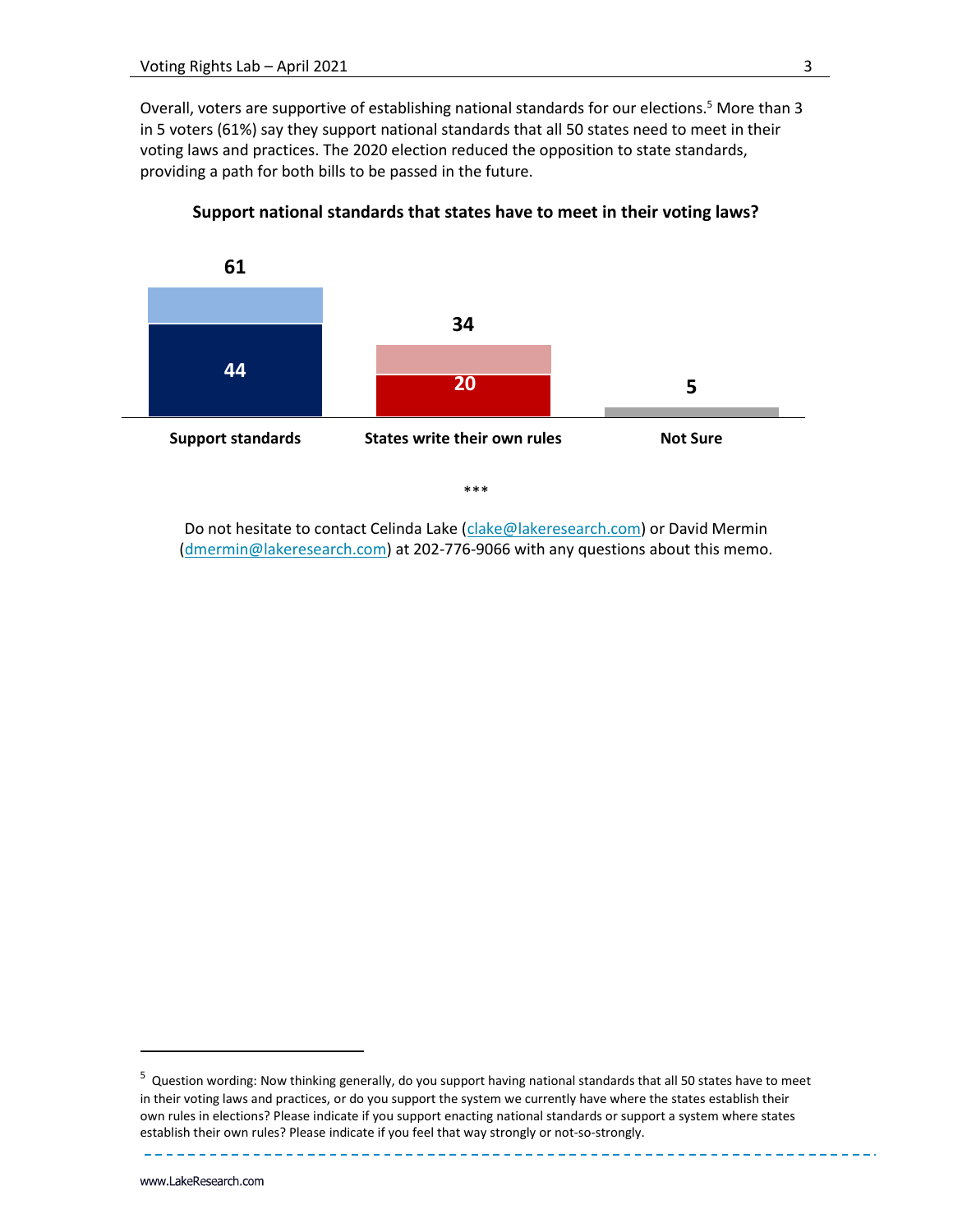Overall, voters are supportive of establishing national standards for our elections.[5] More than 3 in 5 voters (61%) say they support national standards that all 50 states need to meet in their voting laws and practices. The 2020 election reduced the opposition to state standards, providing a path for both bills to be passed in the future.

**Support national standards that states have to meet in their voting laws?**

61

44

34

20

5

Support standards

States write their own rules

Not Sure

***

Do not hesitate to contact Celinda Lake (clake@lakeresearch.com) or David Mermin (dmermin@lakeresearch.com) at 202-776-9066 with any questions about this memo.

---

[5] Question wording: Now thinking generally, do you support having national standards that all 50 states have to meet in their voting laws and practices, or do you support the system we currently have where the states establish their own rules in elections? Please indicate if you support enacting national standards or support a system where states establish their own rules? Please indicate if you feel that way strongly or not-so-strongly.